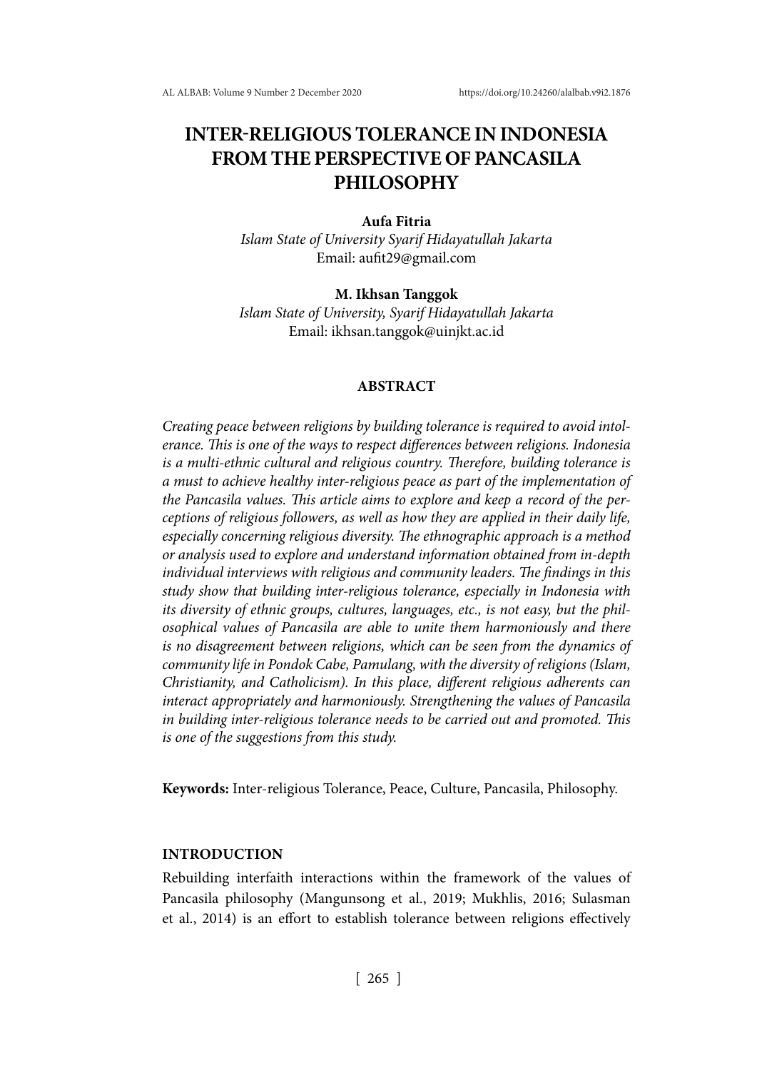# INTER-RELIGIOUS TOLERANCE IN INDONESIA FROM THE PERSPECTIVE OF PANCASILA PHILOSOPHY

**Aufa Fitria**
*Islam State of University Syarif Hidayatullah Jakarta*
Email: aufit29@gmail.com

**M. Ikhsan Tanggok**
*Islam State of University, Syarif Hidayatullah Jakarta*
Email: ikhsan.tanggok@uinjkt.ac.id

## ABSTRACT

*Creating peace between religions by building tolerance is required to avoid intolerance. This is one of the ways to respect differences between religions. Indonesia is a multi-ethnic cultural and religious country. Therefore, building tolerance is a must to achieve healthy inter-religious peace as part of the implementation of the Pancasila values. This article aims to explore and keep a record of the perceptions of religious followers, as well as how they are applied in their daily life, especially concerning religious diversity. The ethnographic approach is a method or analysis used to explore and understand information obtained from in-depth individual interviews with religious and community leaders. The findings in this study show that building inter-religious tolerance, especially in Indonesia with its diversity of ethnic groups, cultures, languages, etc., is not easy, but the philosophical values of Pancasila are able to unite them harmoniously and there is no disagreement between religions, which can be seen from the dynamics of community life in Pondok Cabe, Pamulang, with the diversity of religions (Islam, Christianity, and Catholicism). In this place, different religious adherents can interact appropriately and harmoniously. Strengthening the values of Pancasila in building inter-religious tolerance needs to be carried out and promoted. This is one of the suggestions from this study.*

**Keywords:** Inter-religious Tolerance, Peace, Culture, Pancasila, Philosophy.

## INTRODUCTION

Rebuilding interfaith interactions within the framework of the values of Pancasila philosophy (Mangunsong et al., 2019; Mukhlis, 2016; Sulasman et al., 2014) is an effort to establish tolerance between religions effectively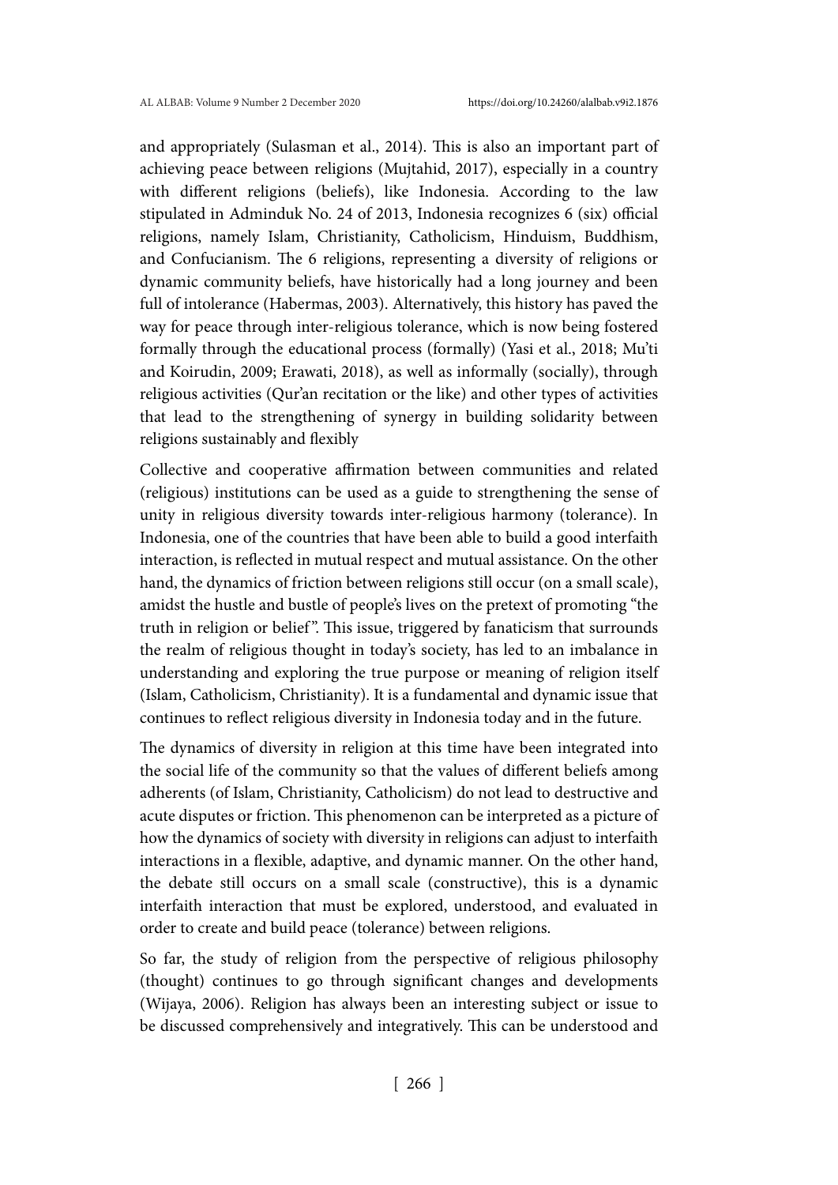and appropriately (Sulasman et al., 2014). This is also an important part of achieving peace between religions (Mujtahid, 2017), especially in a country with different religions (beliefs), like Indonesia. According to the law stipulated in Adminduk No. 24 of 2013, Indonesia recognizes 6 (six) official religions, namely Islam, Christianity, Catholicism, Hinduism, Buddhism, and Confucianism. The 6 religions, representing a diversity of religions or dynamic community beliefs, have historically had a long journey and been full of intolerance (Habermas, 2003). Alternatively, this history has paved the way for peace through inter-religious tolerance, which is now being fostered formally through the educational process (formally) (Yasi et al., 2018; Mu'ti and Koirudin, 2009; Erawati, 2018), as well as informally (socially), through religious activities (Qur'an recitation or the like) and other types of activities that lead to the strengthening of synergy in building solidarity between religions sustainably and flexibly

Collective and cooperative affirmation between communities and related (religious) institutions can be used as a guide to strengthening the sense of unity in religious diversity towards inter-religious harmony (tolerance). In Indonesia, one of the countries that have been able to build a good interfaith interaction, is reflected in mutual respect and mutual assistance. On the other hand, the dynamics of friction between religions still occur (on a small scale), amidst the hustle and bustle of people's lives on the pretext of promoting "the truth in religion or belief". This issue, triggered by fanaticism that surrounds the realm of religious thought in today's society, has led to an imbalance in understanding and exploring the true purpose or meaning of religion itself (Islam, Catholicism, Christianity). It is a fundamental and dynamic issue that continues to reflect religious diversity in Indonesia today and in the future.

The dynamics of diversity in religion at this time have been integrated into the social life of the community so that the values of different beliefs among adherents (of Islam, Christianity, Catholicism) do not lead to destructive and acute disputes or friction. This phenomenon can be interpreted as a picture of how the dynamics of society with diversity in religions can adjust to interfaith interactions in a flexible, adaptive, and dynamic manner. On the other hand, the debate still occurs on a small scale (constructive), this is a dynamic interfaith interaction that must be explored, understood, and evaluated in order to create and build peace (tolerance) between religions.

So far, the study of religion from the perspective of religious philosophy (thought) continues to go through significant changes and developments (Wijaya, 2006). Religion has always been an interesting subject or issue to be discussed comprehensively and integratively. This can be understood and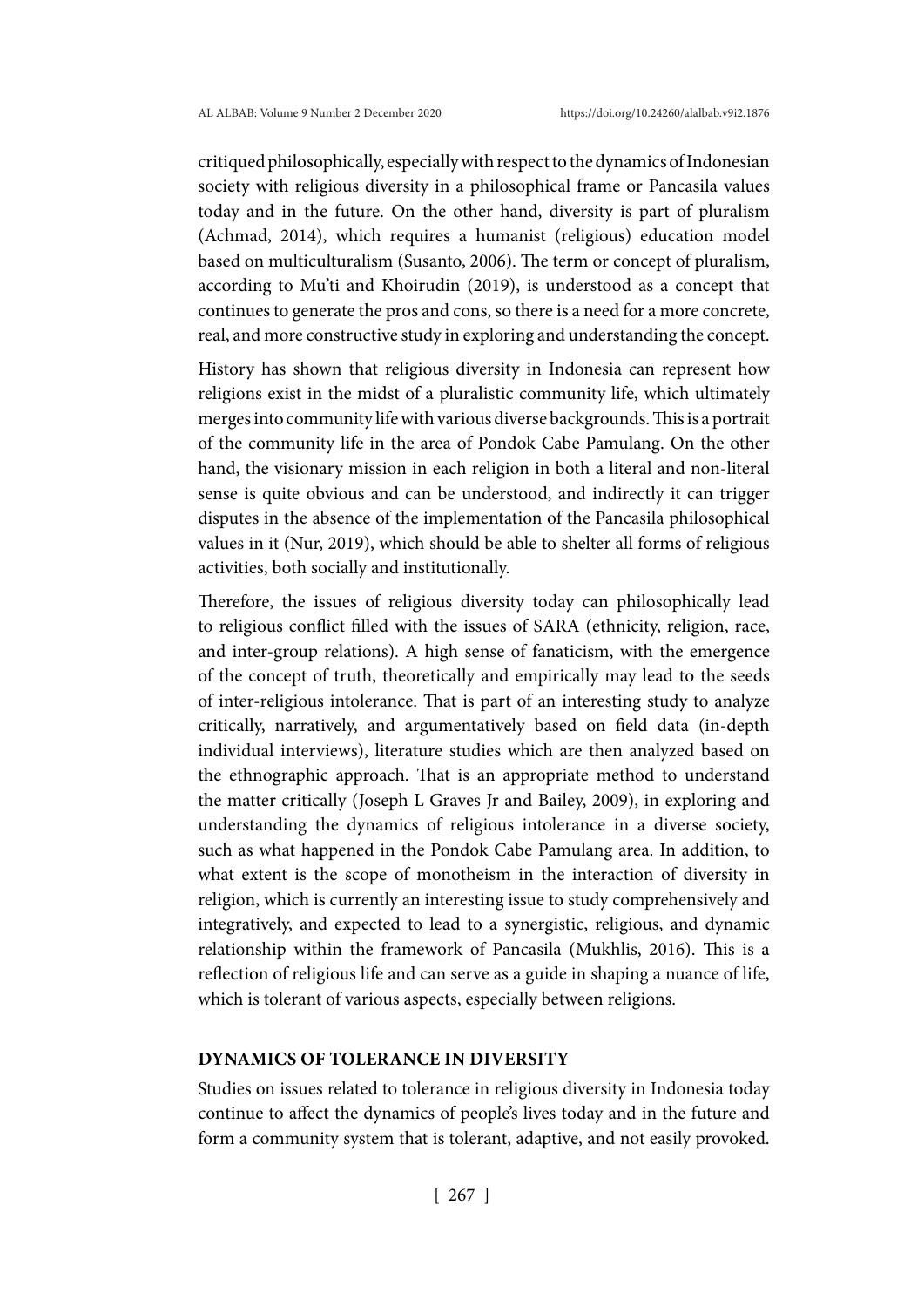critiqued philosophically, especially with respect to the dynamics of Indonesian society with religious diversity in a philosophical frame or Pancasila values today and in the future. On the other hand, diversity is part of pluralism (Achmad, 2014), which requires a humanist (religious) education model based on multiculturalism (Susanto, 2006). The term or concept of pluralism, according to Mu'ti and Khoirudin (2019), is understood as a concept that continues to generate the pros and cons, so there is a need for a more concrete, real, and more constructive study in exploring and understanding the concept.

History has shown that religious diversity in Indonesia can represent how religions exist in the midst of a pluralistic community life, which ultimately merges into community life with various diverse backgrounds. This is a portrait of the community life in the area of Pondok Cabe Pamulang. On the other hand, the visionary mission in each religion in both a literal and non-literal sense is quite obvious and can be understood, and indirectly it can trigger disputes in the absence of the implementation of the Pancasila philosophical values in it (Nur, 2019), which should be able to shelter all forms of religious activities, both socially and institutionally.

Therefore, the issues of religious diversity today can philosophically lead to religious conflict filled with the issues of SARA (ethnicity, religion, race, and inter-group relations). A high sense of fanaticism, with the emergence of the concept of truth, theoretically and empirically may lead to the seeds of inter-religious intolerance. That is part of an interesting study to analyze critically, narratively, and argumentatively based on field data (in-depth individual interviews), literature studies which are then analyzed based on the ethnographic approach. That is an appropriate method to understand the matter critically (Joseph L Graves Jr and Bailey, 2009), in exploring and understanding the dynamics of religious intolerance in a diverse society, such as what happened in the Pondok Cabe Pamulang area. In addition, to what extent is the scope of monotheism in the interaction of diversity in religion, which is currently an interesting issue to study comprehensively and integratively, and expected to lead to a synergistic, religious, and dynamic relationship within the framework of Pancasila (Mukhlis, 2016). This is a reflection of religious life and can serve as a guide in shaping a nuance of life, which is tolerant of various aspects, especially between religions.

## DYNAMICS OF TOLERANCE IN DIVERSITY

Studies on issues related to tolerance in religious diversity in Indonesia today continue to affect the dynamics of people's lives today and in the future and form a community system that is tolerant, adaptive, and not easily provoked.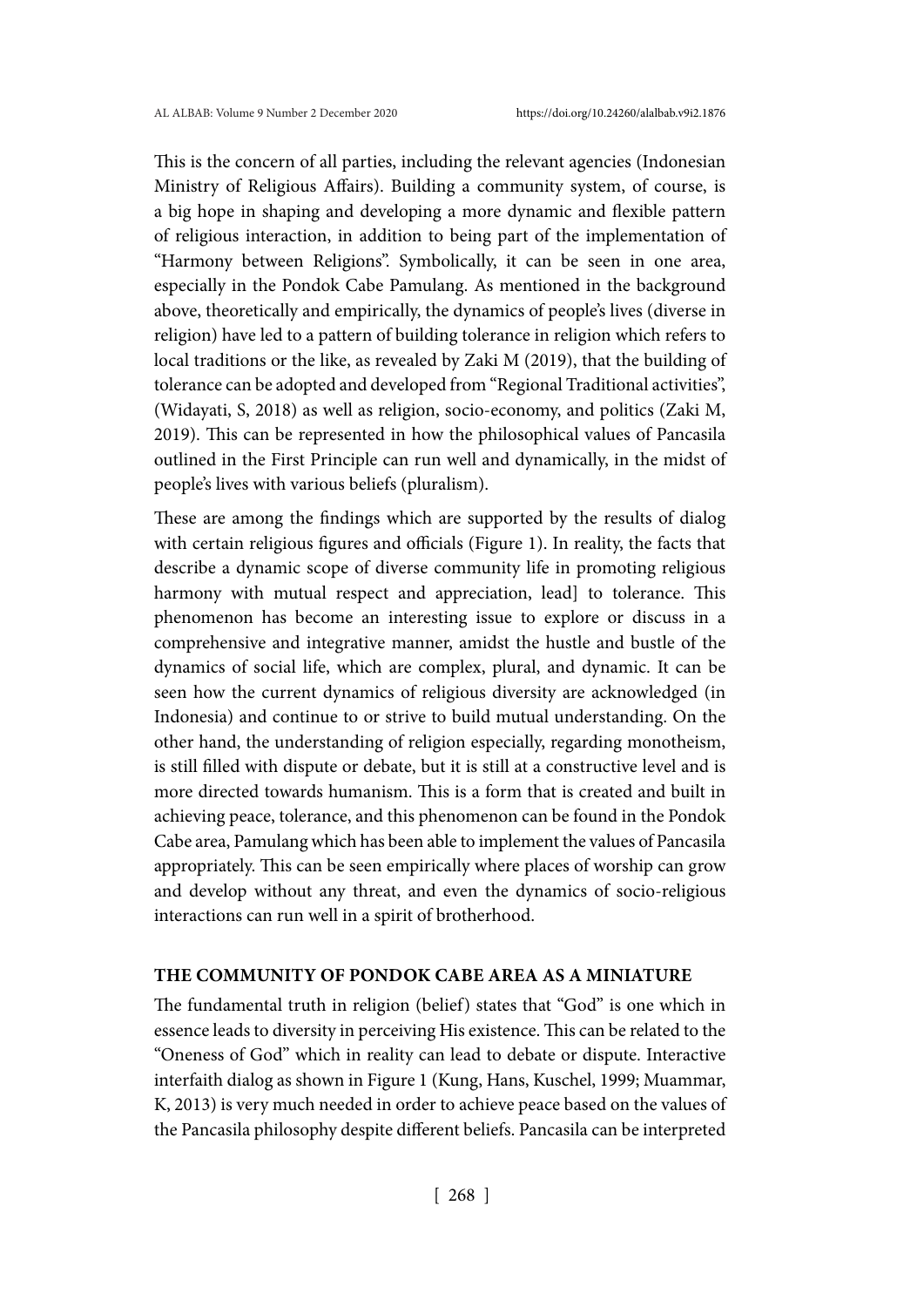This is the concern of all parties, including the relevant agencies (Indonesian Ministry of Religious Affairs). Building a community system, of course, is a big hope in shaping and developing a more dynamic and flexible pattern of religious interaction, in addition to being part of the implementation of "Harmony between Religions". Symbolically, it can be seen in one area, especially in the Pondok Cabe Pamulang. As mentioned in the background above, theoretically and empirically, the dynamics of people's lives (diverse in religion) have led to a pattern of building tolerance in religion which refers to local traditions or the like, as revealed by Zaki M (2019), that the building of tolerance can be adopted and developed from "Regional Traditional activities", (Widayati, S, 2018) as well as religion, socio-economy, and politics (Zaki M, 2019). This can be represented in how the philosophical values of Pancasila outlined in the First Principle can run well and dynamically, in the midst of people's lives with various beliefs (pluralism).

These are among the findings which are supported by the results of dialog with certain religious figures and officials (Figure 1). In reality, the facts that describe a dynamic scope of diverse community life in promoting religious harmony with mutual respect and appreciation, lead] to tolerance. This phenomenon has become an interesting issue to explore or discuss in a comprehensive and integrative manner, amidst the hustle and bustle of the dynamics of social life, which are complex, plural, and dynamic. It can be seen how the current dynamics of religious diversity are acknowledged (in Indonesia) and continue to or strive to build mutual understanding. On the other hand, the understanding of religion especially, regarding monotheism, is still filled with dispute or debate, but it is still at a constructive level and is more directed towards humanism. This is a form that is created and built in achieving peace, tolerance, and this phenomenon can be found in the Pondok Cabe area, Pamulang which has been able to implement the values of Pancasila appropriately. This can be seen empirically where places of worship can grow and develop without any threat, and even the dynamics of socio-religious interactions can run well in a spirit of brotherhood.

## THE COMMUNITY OF PONDOK CABE AREA AS A MINIATURE

The fundamental truth in religion (belief) states that "God" is one which in essence leads to diversity in perceiving His existence. This can be related to the "Oneness of God" which in reality can lead to debate or dispute. Interactive interfaith dialog as shown in Figure 1 (Kung, Hans, Kuschel, 1999; Muammar, K, 2013) is very much needed in order to achieve peace based on the values of the Pancasila philosophy despite different beliefs. Pancasila can be interpreted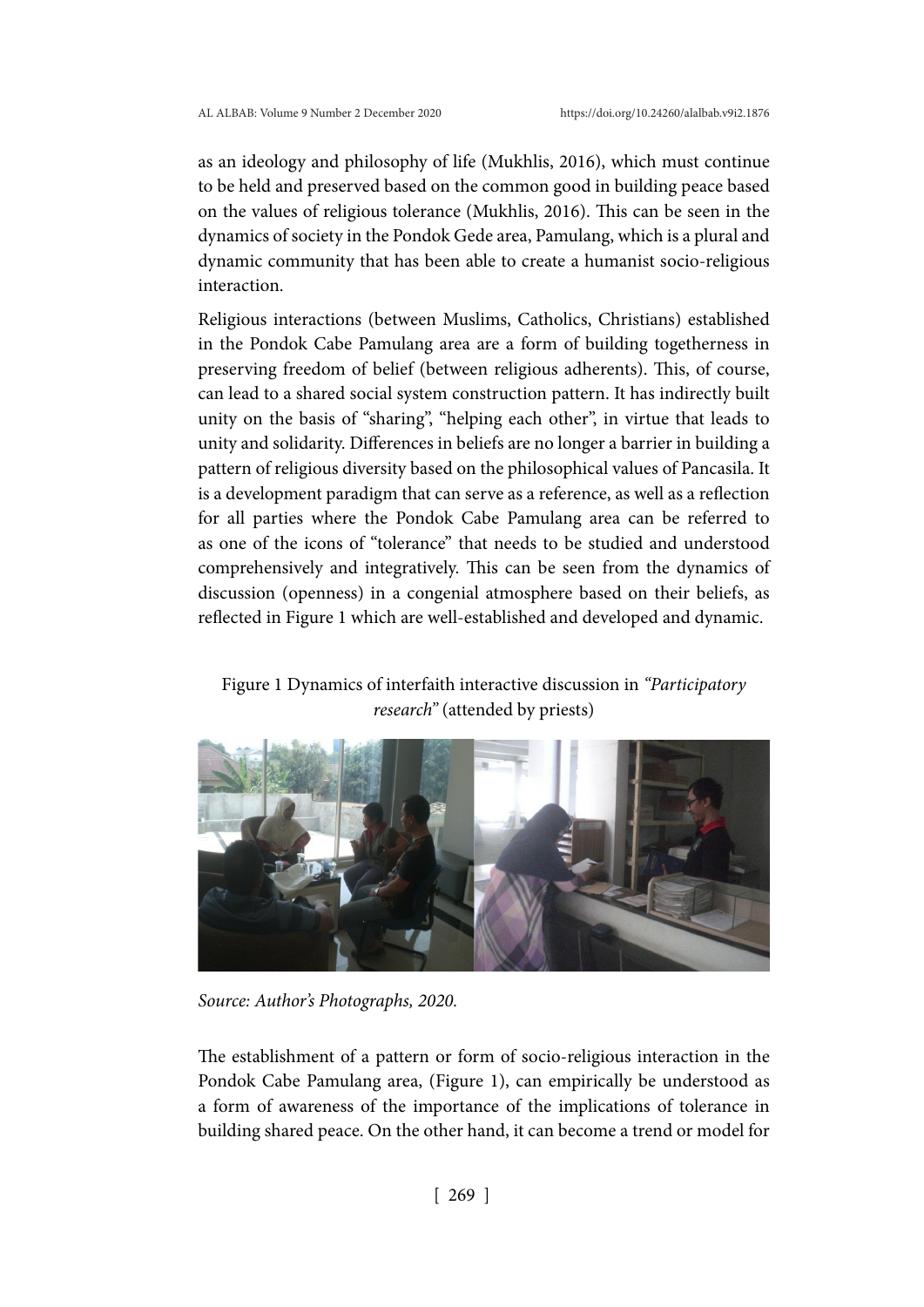as an ideology and philosophy of life (Mukhlis, 2016), which must continue to be held and preserved based on the common good in building peace based on the values of religious tolerance (Mukhlis, 2016). This can be seen in the dynamics of society in the Pondok Gede area, Pamulang, which is a plural and dynamic community that has been able to create a humanist socio-religious interaction.

Religious interactions (between Muslims, Catholics, Christians) established in the Pondok Cabe Pamulang area are a form of building togetherness in preserving freedom of belief (between religious adherents). This, of course, can lead to a shared social system construction pattern. It has indirectly built unity on the basis of "sharing", "helping each other", in virtue that leads to unity and solidarity. Differences in beliefs are no longer a barrier in building a pattern of religious diversity based on the philosophical values of Pancasila. It is a development paradigm that can serve as a reference, as well as a reflection for all parties where the Pondok Cabe Pamulang area can be referred to as one of the icons of "tolerance" that needs to be studied and understood comprehensively and integratively. This can be seen from the dynamics of discussion (openness) in a congenial atmosphere based on their beliefs, as reflected in Figure 1 which are well-established and developed and dynamic.

Figure 1 Dynamics of interfaith interactive discussion in *"Participatory research"* (attended by priests)

*Source: Author's Photographs, 2020.*

The establishment of a pattern or form of socio-religious interaction in the Pondok Cabe Pamulang area, (Figure 1), can empirically be understood as a form of awareness of the importance of the implications of tolerance in building shared peace. On the other hand, it can become a trend or model for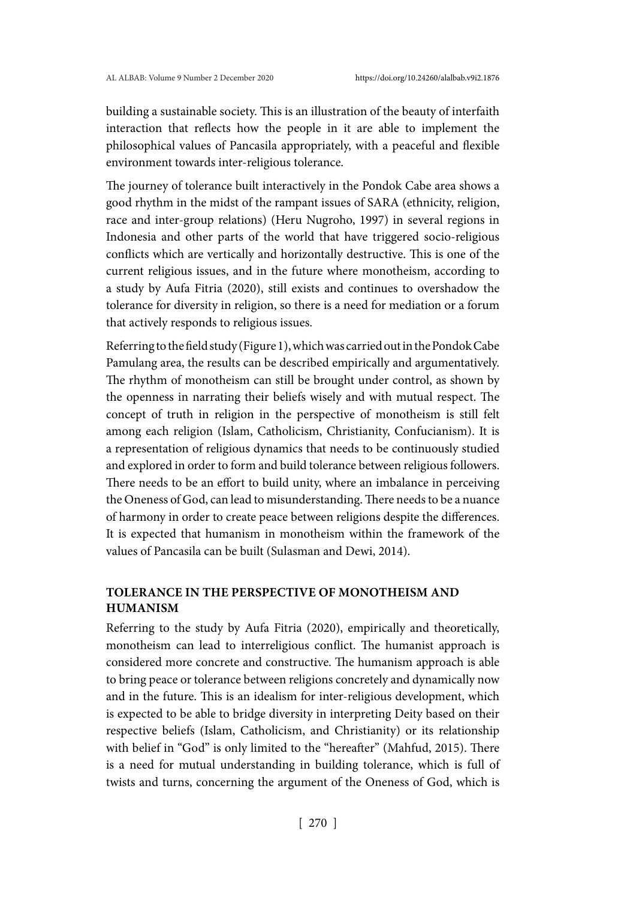building a sustainable society. This is an illustration of the beauty of interfaith interaction that reflects how the people in it are able to implement the philosophical values of Pancasila appropriately, with a peaceful and flexible environment towards inter-religious tolerance.

The journey of tolerance built interactively in the Pondok Cabe area shows a good rhythm in the midst of the rampant issues of SARA (ethnicity, religion, race and inter-group relations) (Heru Nugroho, 1997) in several regions in Indonesia and other parts of the world that have triggered socio-religious conflicts which are vertically and horizontally destructive. This is one of the current religious issues, and in the future where monotheism, according to a study by Aufa Fitria (2020), still exists and continues to overshadow the tolerance for diversity in religion, so there is a need for mediation or a forum that actively responds to religious issues.

Referring to the field study (Figure 1), which was carried out in the Pondok Cabe Pamulang area, the results can be described empirically and argumentatively. The rhythm of monotheism can still be brought under control, as shown by the openness in narrating their beliefs wisely and with mutual respect. The concept of truth in religion in the perspective of monotheism is still felt among each religion (Islam, Catholicism, Christianity, Confucianism). It is a representation of religious dynamics that needs to be continuously studied and explored in order to form and build tolerance between religious followers. There needs to be an effort to build unity, where an imbalance in perceiving the Oneness of God, can lead to misunderstanding. There needs to be a nuance of harmony in order to create peace between religions despite the differences. It is expected that humanism in monotheism within the framework of the values of Pancasila can be built (Sulasman and Dewi, 2014).

## TOLERANCE IN THE PERSPECTIVE OF MONOTHEISM AND HUMANISM

Referring to the study by Aufa Fitria (2020), empirically and theoretically, monotheism can lead to interreligious conflict. The humanist approach is considered more concrete and constructive. The humanism approach is able to bring peace or tolerance between religions concretely and dynamically now and in the future. This is an idealism for inter-religious development, which is expected to be able to bridge diversity in interpreting Deity based on their respective beliefs (Islam, Catholicism, and Christianity) or its relationship with belief in "God" is only limited to the "hereafter" (Mahfud, 2015). There is a need for mutual understanding in building tolerance, which is full of twists and turns, concerning the argument of the Oneness of God, which is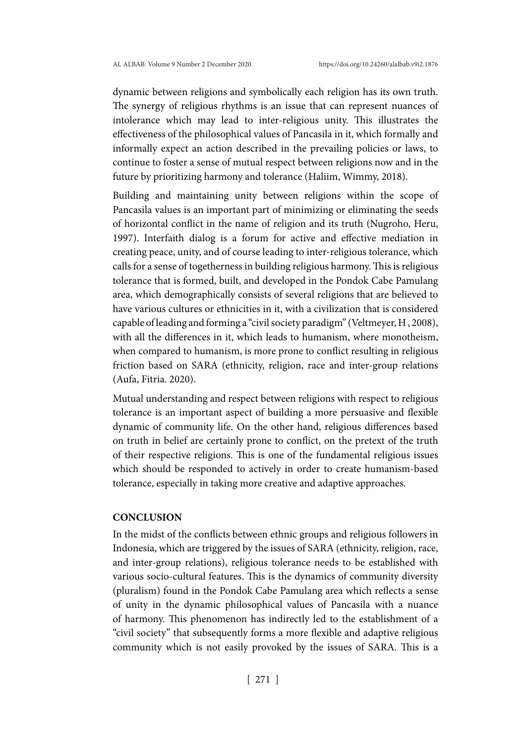dynamic between religions and symbolically each religion has its own truth. The synergy of religious rhythms is an issue that can represent nuances of intolerance which may lead to inter-religious unity. This illustrates the effectiveness of the philosophical values of Pancasila in it, which formally and informally expect an action described in the prevailing policies or laws, to continue to foster a sense of mutual respect between religions now and in the future by prioritizing harmony and tolerance (Haliim, Wimmy, 2018).

Building and maintaining unity between religions within the scope of Pancasila values is an important part of minimizing or eliminating the seeds of horizontal conflict in the name of religion and its truth (Nugroho, Heru, 1997). Interfaith dialog is a forum for active and effective mediation in creating peace, unity, and of course leading to inter-religious tolerance, which calls for a sense of togetherness in building religious harmony. This is religious tolerance that is formed, built, and developed in the Pondok Cabe Pamulang area, which demographically consists of several religions that are believed to have various cultures or ethnicities in it, with a civilization that is considered capable of leading and forming a "civil society paradigm" (Veltmeyer, H , 2008), with all the differences in it, which leads to humanism, where monotheism, when compared to humanism, is more prone to conflict resulting in religious friction based on SARA (ethnicity, religion, race and inter-group relations (Aufa, Fitria. 2020).

Mutual understanding and respect between religions with respect to religious tolerance is an important aspect of building a more persuasive and flexible dynamic of community life. On the other hand, religious differences based on truth in belief are certainly prone to conflict, on the pretext of the truth of their respective religions. This is one of the fundamental religious issues which should be responded to actively in order to create humanism-based tolerance, especially in taking more creative and adaptive approaches.

## CONCLUSION

In the midst of the conflicts between ethnic groups and religious followers in Indonesia, which are triggered by the issues of SARA (ethnicity, religion, race, and inter-group relations), religious tolerance needs to be established with various socio-cultural features. This is the dynamics of community diversity (pluralism) found in the Pondok Cabe Pamulang area which reflects a sense of unity in the dynamic philosophical values of Pancasila with a nuance of harmony. This phenomenon has indirectly led to the establishment of a "civil society" that subsequently forms a more flexible and adaptive religious community which is not easily provoked by the issues of SARA. This is a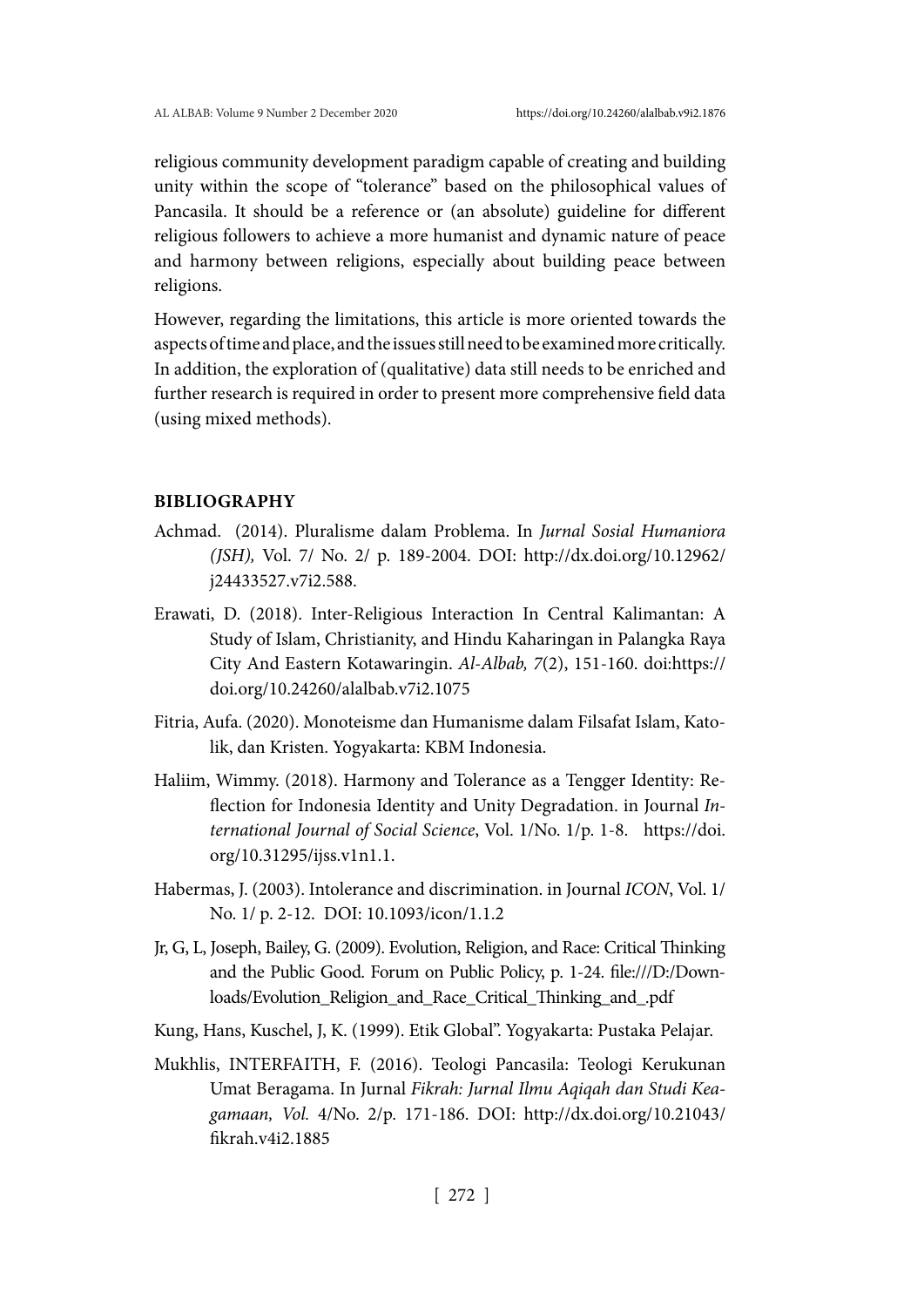religious community development paradigm capable of creating and building unity within the scope of "tolerance" based on the philosophical values of Pancasila. It should be a reference or (an absolute) guideline for different religious followers to achieve a more humanist and dynamic nature of peace and harmony between religions, especially about building peace between religions.

However, regarding the limitations, this article is more oriented towards the aspects of time and place, and the issues still need to be examined more critically. In addition, the exploration of (qualitative) data still needs to be enriched and further research is required in order to present more comprehensive field data (using mixed methods).

## BIBLIOGRAPHY

Achmad. (2014). Pluralisme dalam Problema. In *Jurnal Sosial Humaniora (JSH),* Vol. 7/ No. 2/ p. 189-2004. DOI: http://dx.doi.org/10.12962/j24433527.v7i2.588.

Erawati, D. (2018). Inter-Religious Interaction In Central Kalimantan: A Study of Islam, Christianity, and Hindu Kaharingan in Palangka Raya City And Eastern Kotawaringin. *Al-Albab, 7*(2), 151-160. doi:https://doi.org/10.24260/alalbab.v7i2.1075

Fitria, Aufa. (2020). Monoteisme dan Humanisme dalam Filsafat Islam, Katolik, dan Kristen. Yogyakarta: KBM Indonesia.

Haliim, Wimmy. (2018). Harmony and Tolerance as a Tengger Identity: Reflection for Indonesia Identity and Unity Degradation. in Journal *International Journal of Social Science*, Vol. 1/No. 1/p. 1-8. https://doi.org/10.31295/ijss.v1n1.1.

Habermas, J. (2003). Intolerance and discrimination. in Journal *ICON*, Vol. 1/ No. 1/ p. 2-12. DOI: 10.1093/icon/1.1.2

Jr, G, L, Joseph, Bailey, G. (2009). Evolution, Religion, and Race: Critical Thinking and the Public Good. Forum on Public Policy, p. 1-24. file:///D:/Downloads/Evolution_Religion_and_Race_Critical_Thinking_and_.pdf

Kung, Hans, Kuschel, J, K. (1999). Etik Global". Yogyakarta: Pustaka Pelajar.

Mukhlis, INTERFAITH, F. (2016). Teologi Pancasila: Teologi Kerukunan Umat Beragama. In Jurnal *Fikrah: Jurnal Ilmu Aqiqah dan Studi Keagamaan, Vol.* 4/No. 2/p. 171-186. DOI: http://dx.doi.org/10.21043/fikrah.v4i2.1885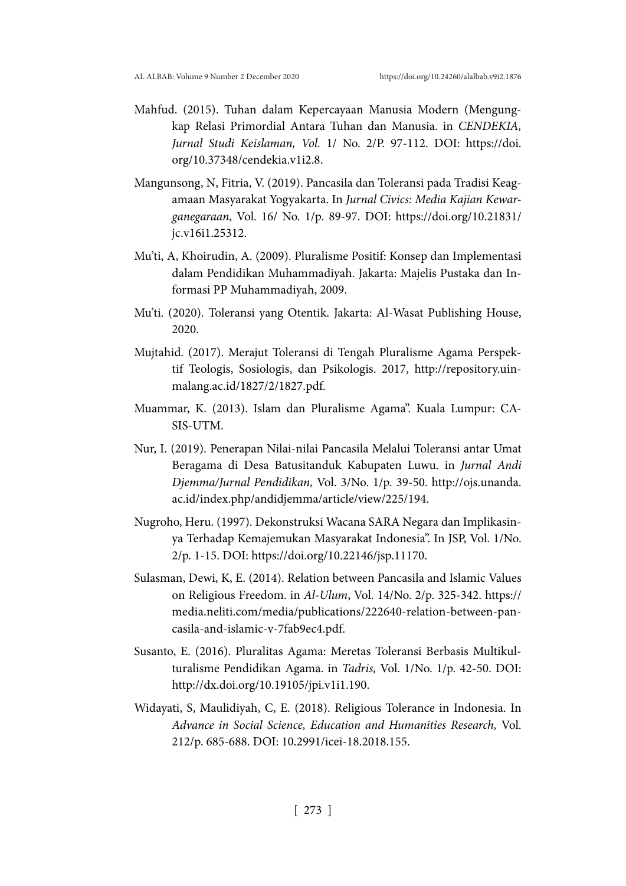Mahfud. (2015). Tuhan dalam Kepercayaan Manusia Modern (Mengungkap Relasi Primordial Antara Tuhan dan Manusia. in *CENDEKIA, Jurnal Studi Keislaman, Vol.* 1/ No. 2/P. 97-112. DOI: https://doi.org/10.37348/cendekia.v1i2.8.

Mangunsong, N, Fitria, V. (2019). Pancasila dan Toleransi pada Tradisi Keagamaan Masyarakat Yogyakarta. In *Jurnal Civics: Media Kajian Kewarganegaraan*, Vol. 16/ No. 1/p. 89-97. DOI: https://doi.org/10.21831/jc.v16i1.25312.

Mu'ti, A, Khoirudin, A. (2009). Pluralisme Positif: Konsep dan Implementasi dalam Pendidikan Muhammadiyah. Jakarta: Majelis Pustaka dan Informasi PP Muhammadiyah, 2009.

Mu'ti. (2020). Toleransi yang Otentik. Jakarta: Al-Wasat Publishing House, 2020.

Mujtahid. (2017). Merajut Toleransi di Tengah Pluralisme Agama Perspektif Teologis, Sosiologis, dan Psikologis. 2017, http://repository.uin-malang.ac.id/1827/2/1827.pdf.

Muammar, K. (2013). Islam dan Pluralisme Agama". Kuala Lumpur: CASIS-UTM.

Nur, I. (2019). Penerapan Nilai-nilai Pancasila Melalui Toleransi antar Umat Beragama di Desa Batusitanduk Kabupaten Luwu. in *Jurnal Andi Djemma/Jurnal Pendidikan,* Vol. 3/No. 1/p. 39-50. http://ojs.unanda.ac.id/index.php/andidjemma/article/view/225/194.

Nugroho, Heru. (1997). Dekonstruksi Wacana SARA Negara dan Implikasinya Terhadap Kemajemukan Masyarakat Indonesia". In JSP, Vol. 1/No. 2/p. 1-15. DOI: https://doi.org/10.22146/jsp.11170.

Sulasman, Dewi, K, E. (2014). Relation between Pancasila and Islamic Values on Religious Freedom. in *Al-Ulum*, Vol. 14/No. 2/p. 325-342. https://media.neliti.com/media/publications/222640-relation-between-pancasila-and-islamic-v-7fab9ec4.pdf.

Susanto, E. (2016). Pluralitas Agama: Meretas Toleransi Berbasis Multikulturalisme Pendidikan Agama. in *Tadris,* Vol. 1/No. 1/p. 42-50. DOI: http://dx.doi.org/10.19105/jpi.v1i1.190.

Widayati, S, Maulidiyah, C, E. (2018). Religious Tolerance in Indonesia. In *Advance in Social Science, Education and Humanities Research,* Vol. 212/p. 685-688. DOI: 10.2991/icei-18.2018.155.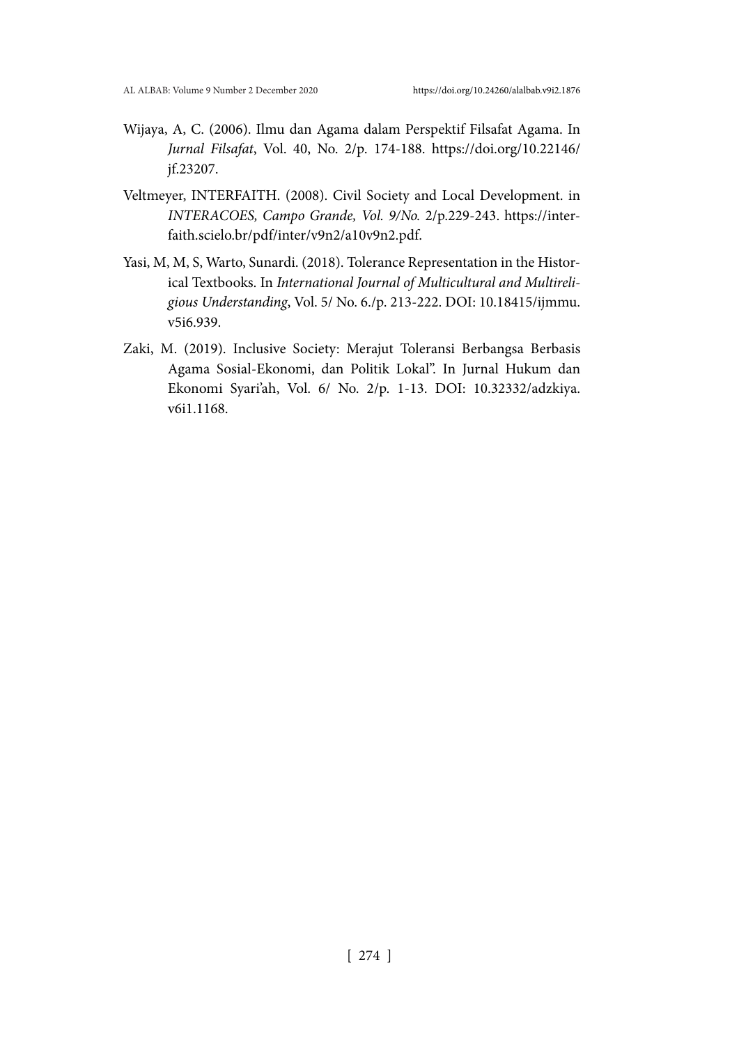Wijaya, A, C. (2006). Ilmu dan Agama dalam Perspektif Filsafat Agama. In *Jurnal Filsafat*, Vol. 40, No. 2/p. 174-188. https://doi.org/10.22146/jf.23207.

Veltmeyer, INTERFAITH. (2008). Civil Society and Local Development. in *INTERACOES, Campo Grande, Vol. 9/No.* 2/p.229-243. https://interfaith.scielo.br/pdf/inter/v9n2/a10v9n2.pdf.

Yasi, M, M, S, Warto, Sunardi. (2018). Tolerance Representation in the Historical Textbooks. In *International Journal of Multicultural and Multireligious Understanding*, Vol. 5/ No. 6./p. 213-222. DOI: 10.18415/ijmmu.v5i6.939.

Zaki, M. (2019). Inclusive Society: Merajut Toleransi Berbangsa Berbasis Agama Sosial-Ekonomi, dan Politik Lokal". In Jurnal Hukum dan Ekonomi Syari'ah, Vol. 6/ No. 2/p. 1-13. DOI: 10.32332/adzkiya.v6i1.1168.